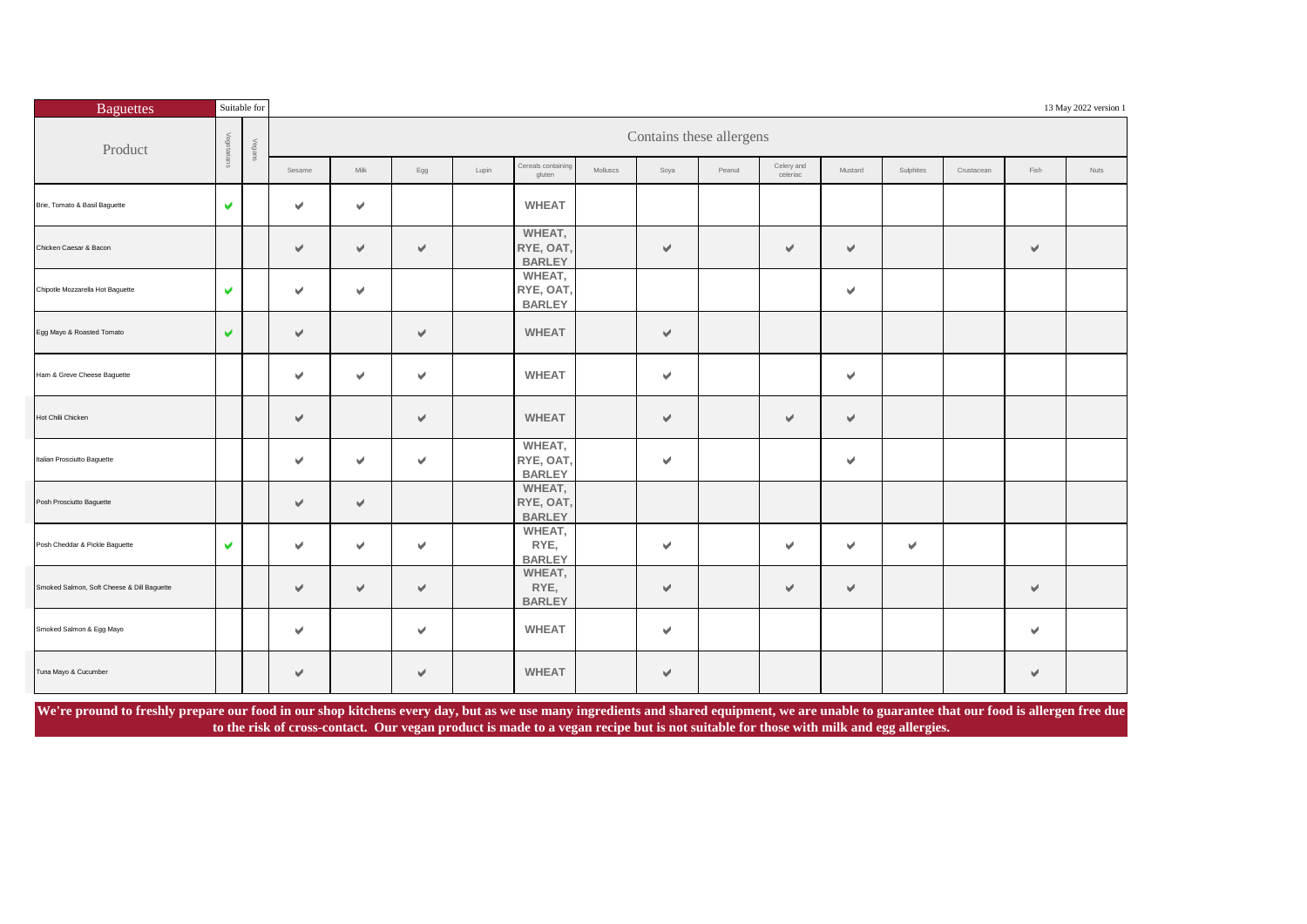# Baguettes

13 May 2022 version 1

| Product | Suitable for | | Contains these allergens | | | | | | | | | | | | | |
|---|---|---|---|---|---|---|---|---|---|---|---|---|---|---|---|---|
| | Vegetarians | Vegans | Sesame | Milk | Egg | Lupin | Cereals containing gluten | Molluscs | Soya | Peanut | Celery and celeriac | Mustard | Sulphites | Crustacean | Fish | Nuts |
| Brie, Tomato & Basil Baguette | ✔ | | ✔ | ✔ | | | WHEAT | | | | | | | | | |
| Chicken Caesar & Bacon | | | ✔ | ✔ | ✔ | | WHEAT, RYE, OAT, BARLEY | | ✔ | | ✔ | ✔ | | | ✔ | |
| Chipotle Mozzarella Hot Baguette | ✔ | | ✔ | ✔ | | | WHEAT, RYE, OAT, BARLEY | | | | | ✔ | | | | |
| Egg Mayo & Roasted Tomato | ✔ | | ✔ | | ✔ | | WHEAT | | ✔ | | | | | | | |
| Ham & Greve Cheese Baguette | | | ✔ | ✔ | ✔ | | WHEAT | | ✔ | | | ✔ | | | | |
| Hot Chilli Chicken | | | ✔ | | ✔ | | WHEAT | | ✔ | | ✔ | ✔ | | | | |
| Italian Prosciutto Baguette | | | ✔ | ✔ | ✔ | | WHEAT, RYE, OAT, BARLEY | | ✔ | | | ✔ | | | | |
| Posh Prosciutto Baguette | | | ✔ | ✔ | | | WHEAT, RYE, OAT, BARLEY | | | | | | | | | |
| Posh Cheddar & Pickle Baguette | ✔ | | ✔ | ✔ | ✔ | | WHEAT, RYE, BARLEY | | ✔ | | ✔ | ✔ | ✔ | | | |
| Smoked Salmon, Soft Cheese & Dill Baguette | | | ✔ | ✔ | ✔ | | WHEAT, RYE, BARLEY | | ✔ | | ✔ | ✔ | | | ✔ | |
| Smoked Salmon & Egg Mayo | | | ✔ | | ✔ | | WHEAT | | ✔ | | | | | | ✔ | |
| Tuna Mayo & Cucumber | | | ✔ | | ✔ | | WHEAT | | ✔ | | | | | | ✔ | |

**We're pround to freshly prepare our food in our shop kitchens every day, but as we use many ingredients and shared equipment, we are unable to guarantee that our food is allergen free due to the risk of cross-contact. Our vegan product is made to a vegan recipe but is not suitable for those with milk and egg allergies.**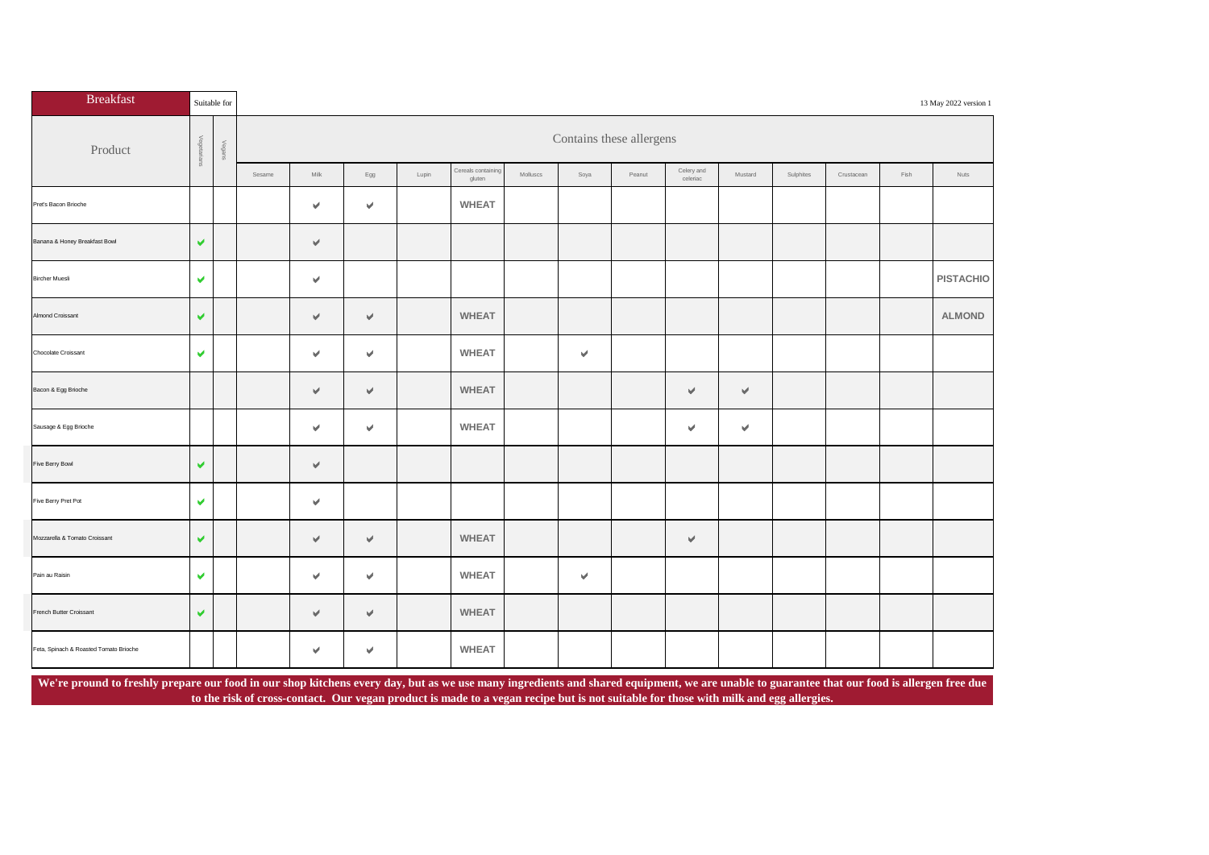| Breakfast | Suitable for | | | | | | | | | | | | | | | 13 May 2022 version 1 |
|---|---|---|---|---|---|---|---|---|---|---|---|---|---|---|---|---|
| Product | Vegetarians | Vegans | Contains these allergens | | | | | | | | | | | | | |
| | | | Sesame | Milk | Egg | Lupin | Cereals containing gluten | Molluscs | Soya | Peanut | Celery and celeriac | Mustard | Sulphites | Crustacean | Fish | Nuts |
| Pret's Bacon Brioche | | | | ✔ | ✔ | | WHEAT | | | | | | | | | |
| Banana & Honey Breakfast Bowl | ✔ | | | ✔ | | | | | | | | | | | | |
| Bircher Muesli | ✔ | | | ✔ | | | | | | | | | | | | PISTACHIO |
| Almond Croissant | ✔ | | | ✔ | ✔ | | WHEAT | | | | | | | | | ALMOND |
| Chocolate Croissant | ✔ | | | ✔ | ✔ | | WHEAT | | ✔ | | | | | | | |
| Bacon & Egg Brioche | | | | ✔ | ✔ | | WHEAT | | | | ✔ | ✔ | | | | |
| Sausage & Egg Brioche | | | | ✔ | ✔ | | WHEAT | | | | ✔ | ✔ | | | | |
| Five Berry Bowl | ✔ | | | ✔ | | | | | | | | | | | | |
| Five Berry Pret Pot | ✔ | | | ✔ | | | | | | | | | | | | |
| Mozzarella & Tomato Croissant | ✔ | | | ✔ | ✔ | | WHEAT | | | | ✔ | | | | | |
| Pain au Raisin | ✔ | | | ✔ | ✔ | | WHEAT | | ✔ | | | | | | | |
| French Butter Croissant | ✔ | | | ✔ | ✔ | | WHEAT | | | | | | | | | |
| Feta, Spinach & Roasted Tomato Brioche | | | | ✔ | ✔ | | WHEAT | | | | | | | | | |

**We're pround to freshly prepare our food in our shop kitchens every day, but as we use many ingredients and shared equipment, we are unable to guarantee that our food is allergen free due to the risk of cross-contact. Our vegan product is made to a vegan recipe but is not suitable for those with milk and egg allergies.**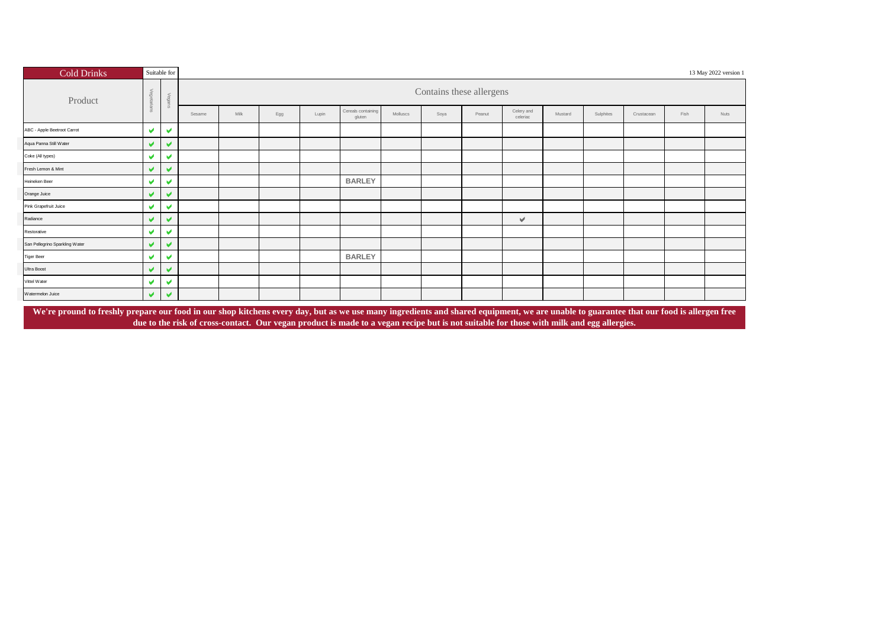| Cold Drinks | Suitable for | | | | | | | | | | | | | | | 13 May 2022 version 1 |
|---|---|---|---|---|---|---|---|---|---|---|---|---|---|---|---|---|
| Product | Vegetarians | Vegans | Contains these allergens | | | | | | | | | | | | | |
| | | | Sesame | Milk | Egg | Lupin | Cereals containing gluten | Molluscs | Soya | Peanut | Celery and celeriac | Mustard | Sulphites | Crustacean | Fish | Nuts |
| ABC - Apple Beetroot Carrot | ✔ | ✔ | | | | | | | | | | | | | | |
| Aqua Panna Still Water | ✔ | ✔ | | | | | | | | | | | | | | |
| Coke (All types) | ✔ | ✔ | | | | | | | | | | | | | | |
| Fresh Lemon & Mint | ✔ | ✔ | | | | | | | | | | | | | | |
| Heineken Beer | ✔ | ✔ | | | | | BARLEY | | | | | | | | | |
| Orange Juice | ✔ | ✔ | | | | | | | | | | | | | | |
| Pink Grapefruit Juice | ✔ | ✔ | | | | | | | | | | | | | | |
| Radiance | ✔ | ✔ | | | | | | | | | ✔ | | | | | |
| Restorative | ✔ | ✔ | | | | | | | | | | | | | | |
| San Pellegrino Sparkling Water | ✔ | ✔ | | | | | | | | | | | | | | |
| Tiger Beer | ✔ | ✔ | | | | | BARLEY | | | | | | | | | |
| Ultra Boost | ✔ | ✔ | | | | | | | | | | | | | | |
| Vittel Water | ✔ | ✔ | | | | | | | | | | | | | | |
| Watermelon Juice | ✔ | ✔ | | | | | | | | | | | | | | |

**We're pround to freshly prepare our food in our shop kitchens every day, but as we use many ingredients and shared equipment, we are unable to guarantee that our food is allergen free due to the risk of cross-contact. Our vegan product is made to a vegan recipe but is not suitable for those with milk and egg allergies.**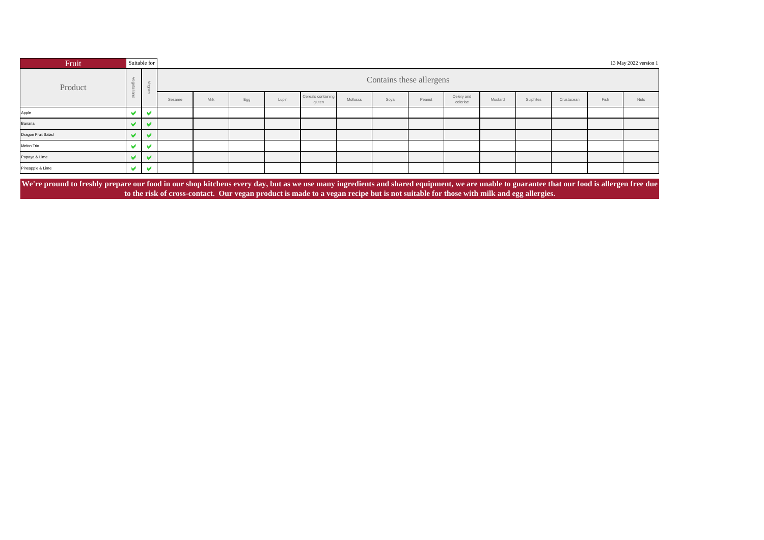13 May 2022 version 1

| Fruit | Suitable for | | Contains these allergens | | | | | | | | | | | | | |
|---|---|---|---|---|---|---|---|---|---|---|---|---|---|---|---|---|
| Product | Vegetarians | Vegans | Sesame | Milk | Egg | Lupin | Cereals containing gluten | Molluscs | Soya | Peanut | Celery and celeriac | Mustard | Sulphites | Crustacean | Fish | Nuts |
| Apple | ✔ | ✔ | | | | | | | | | | | | | | |
| Banana | ✔ | ✔ | | | | | | | | | | | | | | |
| Dragon Fruit Salad | ✔ | ✔ | | | | | | | | | | | | | | |
| Melon Trio | ✔ | ✔ | | | | | | | | | | | | | | |
| Papaya & Lime | ✔ | ✔ | | | | | | | | | | | | | | |
| Pineapple & Lime | ✔ | ✔ | | | | | | | | | | | | | | |

**We're pround to freshly prepare our food in our shop kitchens every day, but as we use many ingredients and shared equipment, we are unable to guarantee that our food is allergen free due to the risk of cross-contact. Our vegan product is made to a vegan recipe but is not suitable for those with milk and egg allergies.**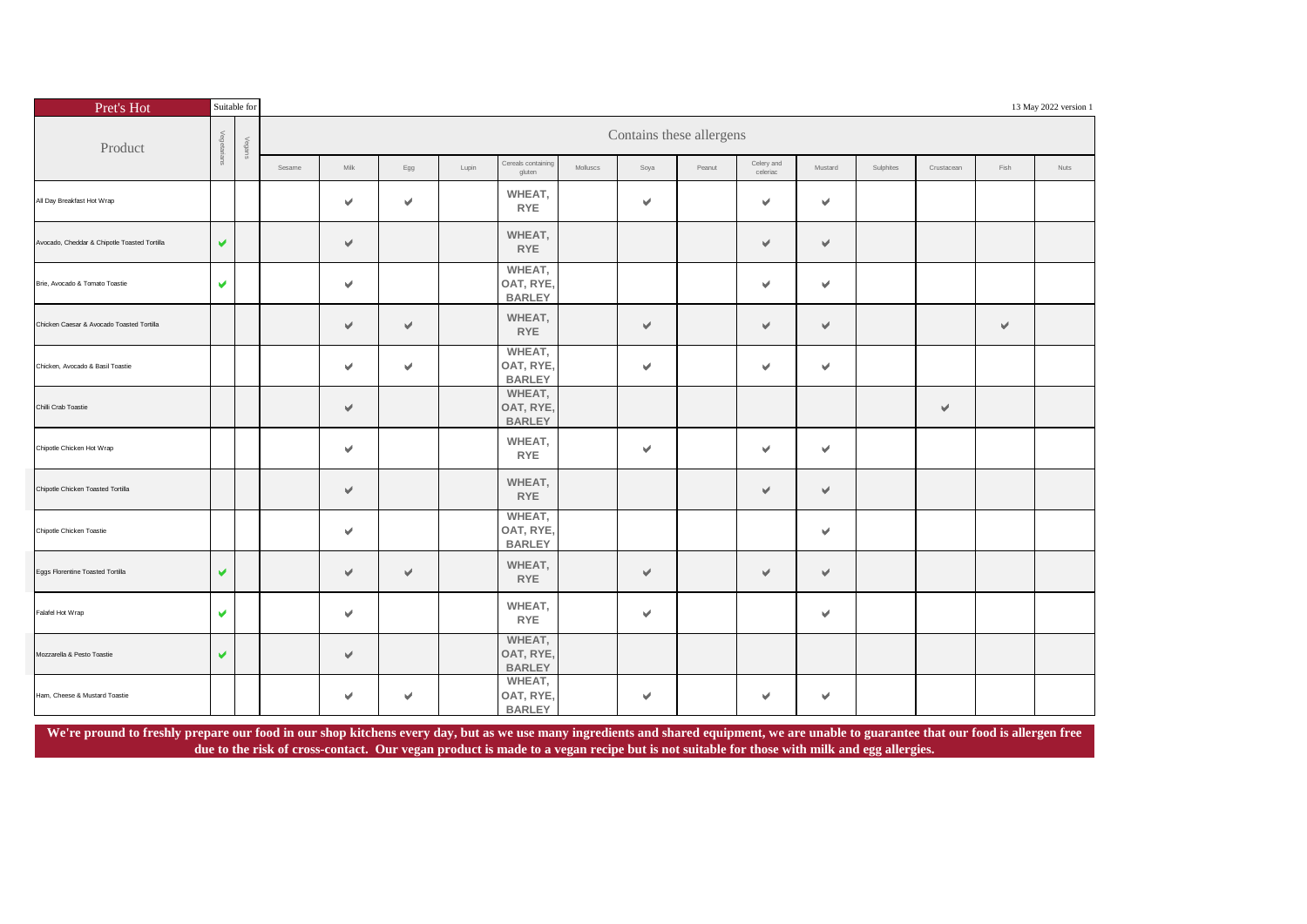## Pret's Hot

13 May 2022 version 1

| Product | Suitable for | | Contains these allergens | | | | | | | | | | | | | |
|---|---|---|---|---|---|---|---|---|---|---|---|---|---|---|---|---|
| | Vegetarians | Vegans | Sesame | Milk | Egg | Lupin | Cereals containing gluten | Molluscs | Soya | Peanut | Celery and celeriac | Mustard | Sulphites | Crustacean | Fish | Nuts |
| All Day Breakfast Hot Wrap | | | | ✔ | ✔ | | WHEAT, RYE | | ✔ | | ✔ | ✔ | | | | |
| Avocado, Cheddar & Chipotle Toasted Tortilla | ✔ | | | ✔ | | | WHEAT, RYE | | | | ✔ | ✔ | | | | |
| Brie, Avocado & Tomato Toastie | ✔ | | | ✔ | | | WHEAT, OAT, RYE, BARLEY | | | | ✔ | ✔ | | | | |
| Chicken Caesar & Avocado Toasted Tortilla | | | | ✔ | ✔ | | WHEAT, RYE | | ✔ | | ✔ | ✔ | | | ✔ | |
| Chicken, Avocado & Basil Toastie | | | | ✔ | ✔ | | WHEAT, OAT, RYE, BARLEY | | ✔ | | ✔ | ✔ | | | | |
| Chilli Crab Toastie | | | | ✔ | | | WHEAT, OAT, RYE, BARLEY | | | | | | | ✔ | | |
| Chipotle Chicken Hot Wrap | | | | ✔ | | | WHEAT, RYE | | ✔ | | ✔ | ✔ | | | | |
| Chipotle Chicken Toasted Tortilla | | | | ✔ | | | WHEAT, RYE | | | | ✔ | ✔ | | | | |
| Chipotle Chicken Toastie | | | | ✔ | | | WHEAT, OAT, RYE, BARLEY | | | | | ✔ | | | | |
| Eggs Florentine Toasted Tortilla | ✔ | | | ✔ | ✔ | | WHEAT, RYE | | ✔ | | ✔ | ✔ | | | | |
| Falafel Hot Wrap | ✔ | | | ✔ | | | WHEAT, RYE | | ✔ | | | ✔ | | | | |
| Mozzarella & Pesto Toastie | ✔ | | | ✔ | | | WHEAT, OAT, RYE, BARLEY | | | | | | | | | |
| Ham, Cheese & Mustard Toastie | | | | ✔ | ✔ | | WHEAT, OAT, RYE, BARLEY | | ✔ | | ✔ | ✔ | | | | |

**We're pround to freshly prepare our food in our shop kitchens every day, but as we use many ingredients and shared equipment, we are unable to guarantee that our food is allergen free due to the risk of cross-contact. Our vegan product is made to a vegan recipe but is not suitable for those with milk and egg allergies.**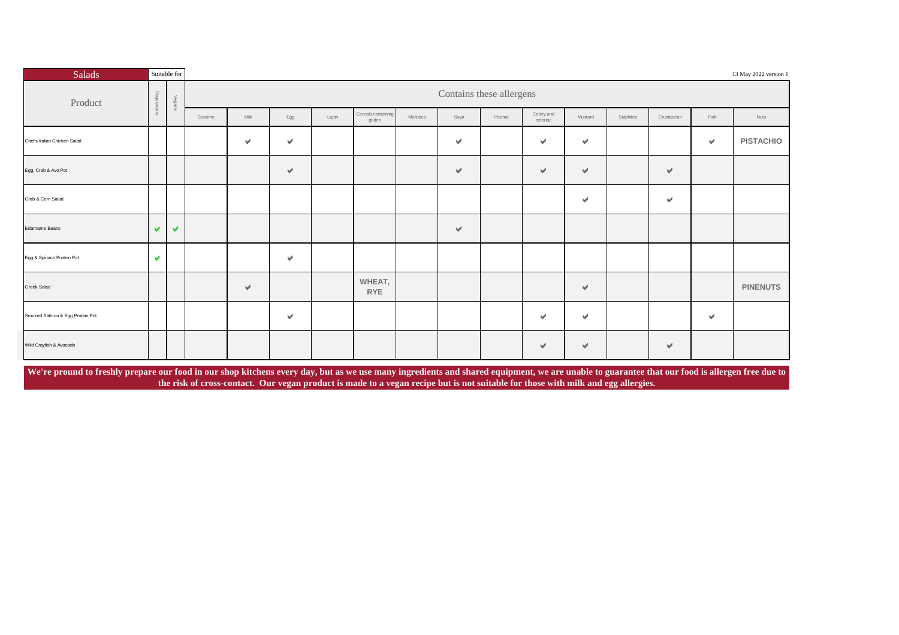| Salads | Suitable for | | 13 May 2022 version 1 | | | | | | | | | | | | | |
|---|---|---|---|---|---|---|---|---|---|---|---|---|---|---|---|---|
| Product | Vegetarians | Vegans | Contains these allergens | | | | | | | | | | | | | |
| | | | Sesame | Milk | Egg | Lupin | Cereals containing gluten | Molluscs | Soya | Peanut | Celery and celeriac | Mustard | Sulphites | Crustacean | Fish | Nuts |
| Chef's Italian Chicken Salad | | | | ✔ | ✔ | | | | ✔ | | ✔ | ✔ | | | ✔ | PISTACHIO |
| Egg, Crab & Avo Pot | | | | | ✔ | | | | ✔ | | ✔ | ✔ | | ✔ | | |
| Crab & Corn Salad | | | | | | | | | | | | ✔ | | ✔ | | |
| Edamame Beans | ✔ | ✔ | | | | | | | ✔ | | | | | | | |
| Egg & Spinach Protein Pot | ✔ | | | | ✔ | | | | | | | | | | | |
| Greek Salad | | | | ✔ | | | WHEAT, RYE | | | | | ✔ | | | | PINENUTS |
| Smoked Salmon & Egg Protein Pot | | | | | ✔ | | | | | | ✔ | ✔ | | | ✔ | |
| Wild Crayfish & Avocado | | | | | | | | | | | ✔ | ✔ | | ✔ | | |

**We're pround to freshly prepare our food in our shop kitchens every day, but as we use many ingredients and shared equipment, we are unable to guarantee that our food is allergen free due to the risk of cross-contact. Our vegan product is made to a vegan recipe but is not suitable for those with milk and egg allergies.**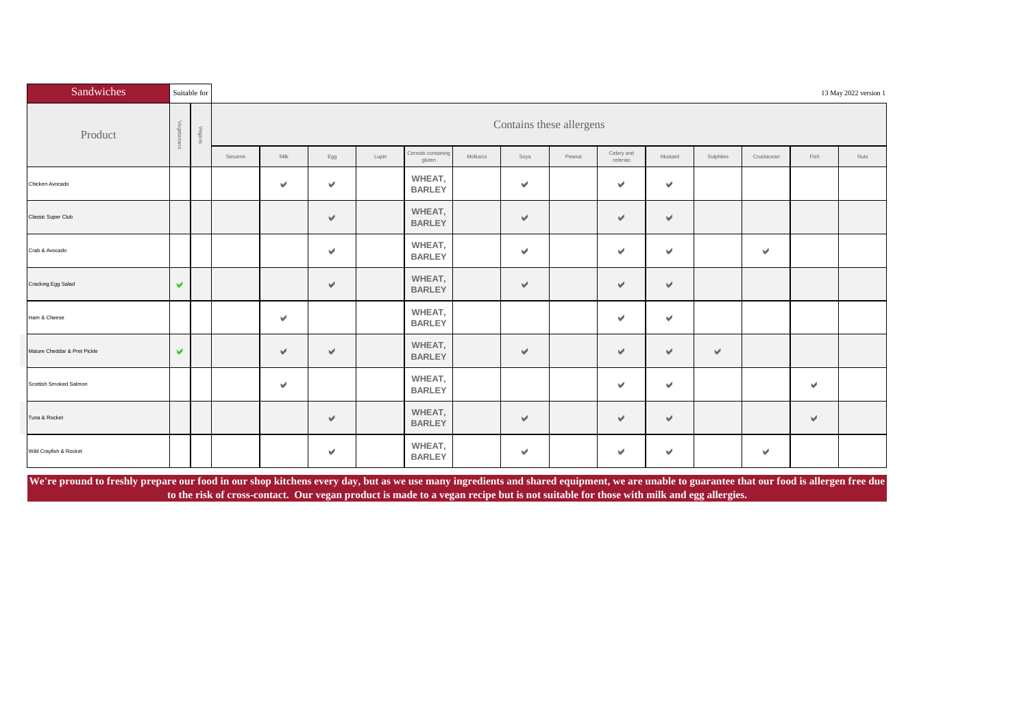Sandwiches

13 May 2022 version 1

| Product | Suitable for | | Contains these allergens | | | | | | | | | | | | | |
|---|---|---|---|---|---|---|---|---|---|---|---|---|---|---|---|---|
| | Vegetarians | Vegans | Sesame | Milk | Egg | Lupin | Cereals containing gluten | Molluscs | Soya | Peanut | Celery and celeriac | Mustard | Sulphites | Crustacean | Fish | Nuts |
| Chicken Avocado | | | | ✔ | ✔ | | WHEAT, BARLEY | | ✔ | | ✔ | ✔ | | | | |
| Classic Super Club | | | | | ✔ | | WHEAT, BARLEY | | ✔ | | ✔ | ✔ | | | | |
| Crab & Avocado | | | | | ✔ | | WHEAT, BARLEY | | ✔ | | ✔ | ✔ | | ✔ | | |
| Cracking Egg Salad | ✔ | | | | ✔ | | WHEAT, BARLEY | | ✔ | | ✔ | ✔ | | | | |
| Ham & Cheese | | | | ✔ | | | WHEAT, BARLEY | | | | ✔ | ✔ | | | | |
| Mature Cheddar & Pret Pickle | ✔ | | | ✔ | ✔ | | WHEAT, BARLEY | | ✔ | | ✔ | ✔ | ✔ | | | |
| Scottish Smoked Salmon | | | | ✔ | | | WHEAT, BARLEY | | | | ✔ | ✔ | | | ✔ | |
| Tuna & Rocket | | | | | ✔ | | WHEAT, BARLEY | | ✔ | | ✔ | ✔ | | | ✔ | |
| Wild Crayfish & Rocket | | | | | ✔ | | WHEAT, BARLEY | | ✔ | | ✔ | ✔ | | ✔ | | |

**We're pround to freshly prepare our food in our shop kitchens every day, but as we use many ingredients and shared equipment, we are unable to guarantee that our food is allergen free due to the risk of cross-contact. Our vegan product is made to a vegan recipe but is not suitable for those with milk and egg allergies.**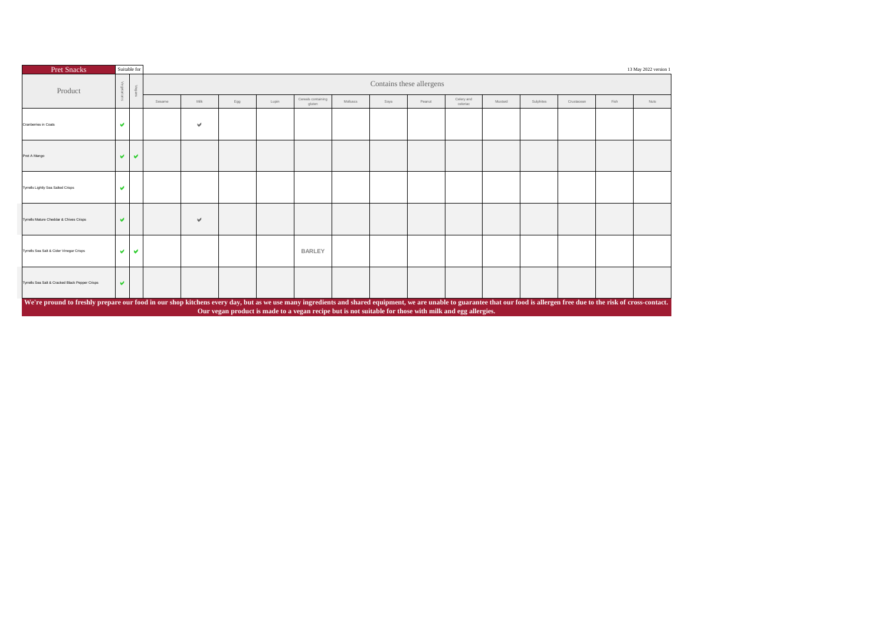| Pret Snacks | Suitable for | | | | | | | | | | | | | | | 13 May 2022 version 1 |
|---|---|---|---|---|---|---|---|---|---|---|---|---|---|---|---|---|
| Product | Vegetarians | Vegans | Contains these allergens | | | | | | | | | | | | | |
| | | | Sesame | Milk | Egg | Lupin | Cereals containing gluten | Molluscs | Soya | Peanut | Celery and celeriac | Mustard | Sulphites | Crustacean | Fish | Nuts |
| Cranberries in Coats | ✔ | | | ✔ | | | | | | | | | | | | |
| Pret A Mango | ✔ | ✔ | | | | | | | | | | | | | | |
| Tyrrells Lightly Sea Salted Crisps | ✔ | | | | | | | | | | | | | | | |
| Tyrrells Mature Cheddar & Chives Crisps | ✔ | | | ✔ | | | | | | | | | | | | |
| Tyrrells Sea Salt & Cider Vinegar Crisps | ✔ | ✔ | | | | | BARLEY | | | | | | | | | |
| Tyrrells Sea Salt & Cracked Black Pepper Crisps | ✔ | | | | | | | | | | | | | | | |

**We're pround to freshly prepare our food in our shop kitchens every day, but as we use many ingredients and shared equipment, we are unable to guarantee that our food is allergen free due to the risk of cross-contact.**
**Our vegan product is made to a vegan recipe but is not suitable for those with milk and egg allergies.**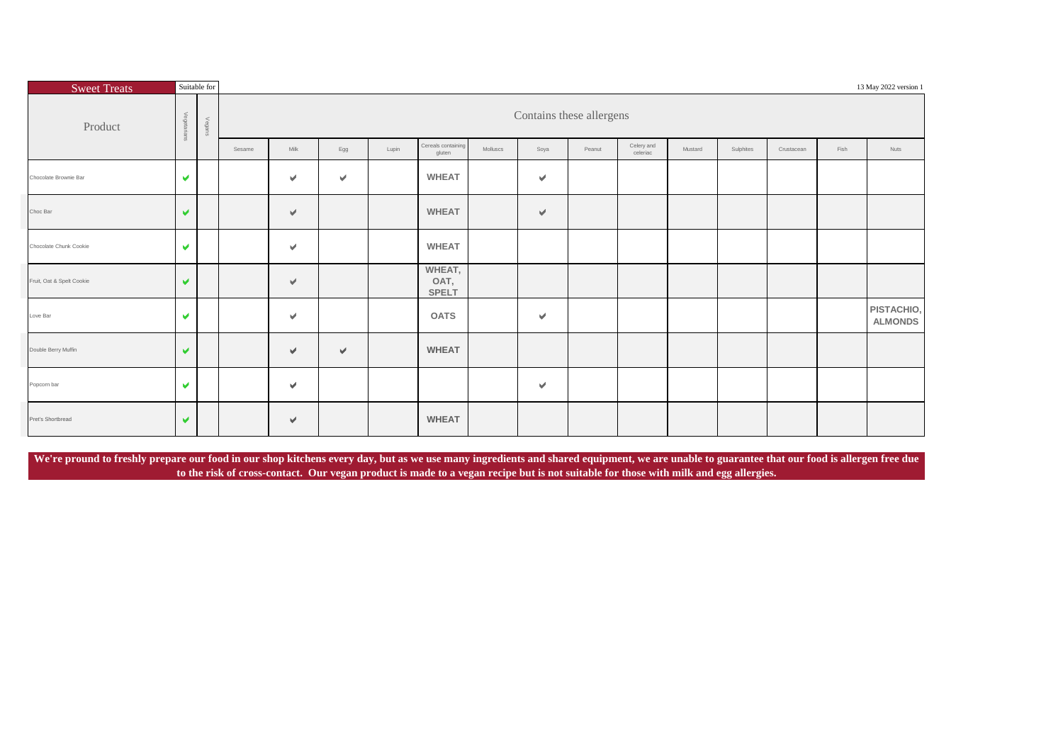| Sweet Treats | Suitable for | | | | | | | | | | | | | | | 13 May 2022 version 1 |
|---|---|---|---|---|---|---|---|---|---|---|---|---|---|---|---|---|
| Product | Vegetarians | Vegans | Contains these allergens | | | | | | | | | | | | | |
| | | | Sesame | Milk | Egg | Lupin | Cereals containing gluten | Molluscs | Soya | Peanut | Celery and celeriac | Mustard | Sulphites | Crustacean | Fish | Nuts |
| Chocolate Brownie Bar | ✔ | | | ✔ | ✔ | | **WHEAT** | | ✔ | | | | | | | |
| Choc Bar | ✔ | | | ✔ | | | **WHEAT** | | ✔ | | | | | | | |
| Chocolate Chunk Cookie | ✔ | | | ✔ | | | **WHEAT** | | | | | | | | | |
| Fruit, Oat & Spelt Cookie | ✔ | | | ✔ | | | **WHEAT, OAT, SPELT** | | | | | | | | | |
| Love Bar | ✔ | | | ✔ | | | **OATS** | | ✔ | | | | | | | **PISTACHIO, ALMONDS** |
| Double Berry Muffin | ✔ | | | ✔ | ✔ | | **WHEAT** | | | | | | | | | |
| Popcorn bar | ✔ | | | ✔ | | | | | ✔ | | | | | | | |
| Pret's Shortbread | ✔ | | | ✔ | | | **WHEAT** | | | | | | | | | |

**We're pround to freshly prepare our food in our shop kitchens every day, but as we use many ingredients and shared equipment, we are unable to guarantee that our food is allergen free due to the risk of cross-contact. Our vegan product is made to a vegan recipe but is not suitable for those with milk and egg allergies.**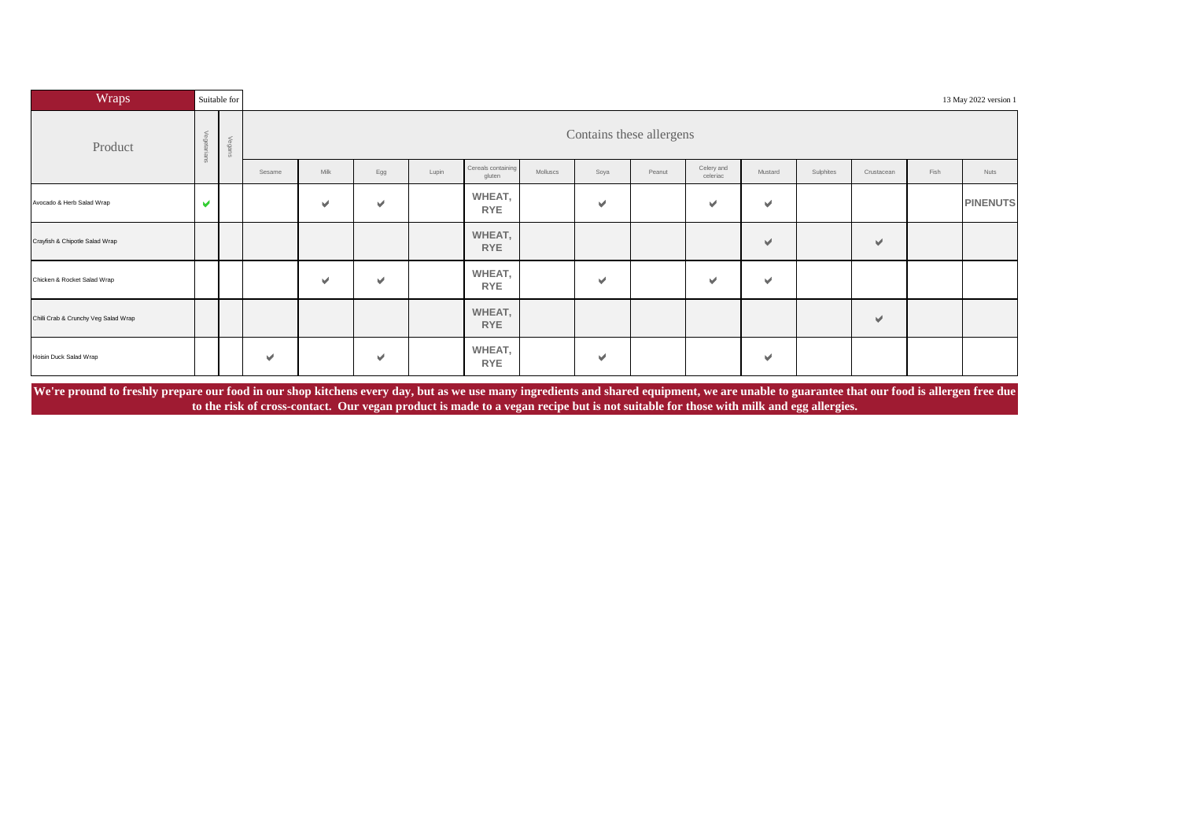13 May 2022 version 1

| Wraps | Suitable for | | Contains these allergens | | | | | | | | | | | | | |
|---|---|---|---|---|---|---|---|---|---|---|---|---|---|---|---|---|
| Product | Vegetarians | Vegans | Sesame | Milk | Egg | Lupin | Cereals containing gluten | Molluscs | Soya | Peanut | Celery and celeriac | Mustard | Sulphites | Crustacean | Fish | Nuts |
| Avocado & Herb Salad Wrap | ✔ | | | ✔ | ✔ | | WHEAT, RYE | | ✔ | | ✔ | ✔ | | | | PINENUTS |
| Crayfish & Chipotle Salad Wrap | | | | | | | WHEAT, RYE | | | | | ✔ | | ✔ | | |
| Chicken & Rocket Salad Wrap | | | | ✔ | ✔ | | WHEAT, RYE | | ✔ | | ✔ | ✔ | | | | |
| Chilli Crab & Crunchy Veg Salad Wrap | | | | | | | WHEAT, RYE | | | | | | | ✔ | | |
| Hoisin Duck Salad Wrap | | | ✔ | | ✔ | | WHEAT, RYE | | ✔ | | | ✔ | | | | |

**We're pround to freshly prepare our food in our shop kitchens every day, but as we use many ingredients and shared equipment, we are unable to guarantee that our food is allergen free due to the risk of cross-contact. Our vegan product is made to a vegan recipe but is not suitable for those with milk and egg allergies.**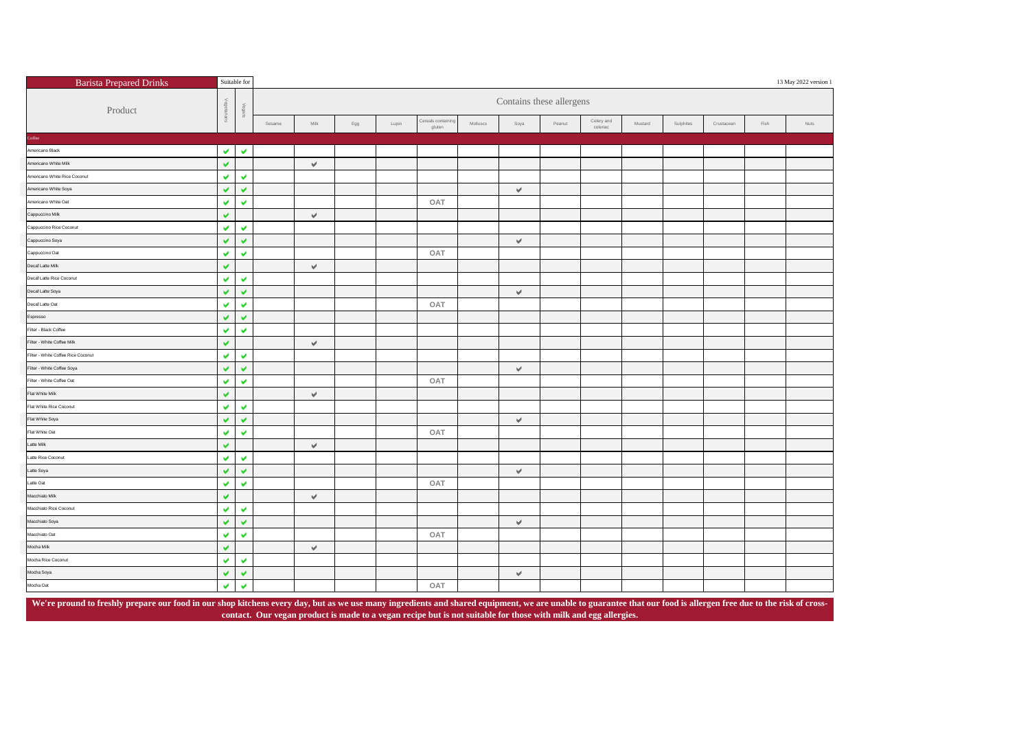| Barista Prepared Drinks | Suitable for | | | | | | | | | | | | | | | | 13 May 2022 version 1 |
|---|---|---|---|---|---|---|---|---|---|---|---|---|---|---|---|---|---|
| Product | Vegetarians | Vegans | Contains these allergens | | | | | | | | | | | | | | |
| | | | Sesame | Milk | Egg | Lupin | Cereals containing gluten | Molluscs | Soya | Peanut | Celery and celeriac | Mustard | Sulphites | Crustacean | Fish | Nuts |
| **Coffee** | | | | | | | | | | | | | | | | | |
| Americano Black | ✔ | ✔ | | | | | | | | | | | | | | | |
| Americano White Milk | ✔ | | | ✔ | | | | | | | | | | | | | |
| Americano White Rice Coconut | ✔ | ✔ | | | | | | | | | | | | | | | |
| Americano White Soya | ✔ | ✔ | | | | | | | ✔ | | | | | | | | |
| Americano White Oat | ✔ | ✔ | | | | | OAT | | | | | | | | | | |
| Cappuccino Milk | ✔ | | | ✔ | | | | | | | | | | | | | |
| Cappuccino Rice Coconut | ✔ | ✔ | | | | | | | | | | | | | | | |
| Cappuccino Soya | ✔ | ✔ | | | | | | | ✔ | | | | | | | | |
| Cappuccino Oat | ✔ | ✔ | | | | | OAT | | | | | | | | | | |
| Decaf Latte Milk | ✔ | | | ✔ | | | | | | | | | | | | | |
| Decaf Latte Rice Coconut | ✔ | ✔ | | | | | | | | | | | | | | | |
| Decaf Latte Soya | ✔ | ✔ | | | | | | | ✔ | | | | | | | | |
| Decaf Latte Oat | ✔ | ✔ | | | | | OAT | | | | | | | | | | |
| Espresso | ✔ | ✔ | | | | | | | | | | | | | | | |
| Filter - Black Coffee | ✔ | ✔ | | | | | | | | | | | | | | | |
| Filter - White Coffee Milk | ✔ | | | ✔ | | | | | | | | | | | | | |
| Filter - White Coffee Rice Coconut | ✔ | ✔ | | | | | | | | | | | | | | | |
| Filter - White Coffee Soya | ✔ | ✔ | | | | | | | ✔ | | | | | | | | |
| Filter - White Coffee Oat | ✔ | ✔ | | | | | OAT | | | | | | | | | | |
| Flat White Milk | ✔ | | | ✔ | | | | | | | | | | | | | |
| Flat White Rice Coconut | ✔ | ✔ | | | | | | | | | | | | | | | |
| Flat White Soya | ✔ | ✔ | | | | | | | ✔ | | | | | | | | |
| Flat White Oat | ✔ | ✔ | | | | | OAT | | | | | | | | | | |
| Latte Milk | ✔ | | | ✔ | | | | | | | | | | | | | |
| Latte Rice Coconut | ✔ | ✔ | | | | | | | | | | | | | | | |
| Latte Soya | ✔ | ✔ | | | | | | | ✔ | | | | | | | | |
| Latte Oat | ✔ | ✔ | | | | | OAT | | | | | | | | | | |
| Macchiato Milk | ✔ | | | ✔ | | | | | | | | | | | | | |
| Macchiato Rice Coconut | ✔ | ✔ | | | | | | | | | | | | | | | |
| Macchiato Soya | ✔ | ✔ | | | | | | | ✔ | | | | | | | | |
| Macchiato Oat | ✔ | ✔ | | | | | OAT | | | | | | | | | | |
| Mocha Milk | ✔ | | | ✔ | | | | | | | | | | | | | |
| Mocha Rice Coconut | ✔ | ✔ | | | | | | | | | | | | | | | |
| Mocha Soya | ✔ | ✔ | | | | | | | ✔ | | | | | | | | |
| Mocha Oat | ✔ | ✔ | | | | | OAT | | | | | | | | | | |

**We're pround to freshly prepare our food in our shop kitchens every day, but as we use many ingredients and shared equipment, we are unable to guarantee that our food is allergen free due to the risk of cross-contact. Our vegan product is made to a vegan recipe but is not suitable for those with milk and egg allergies.**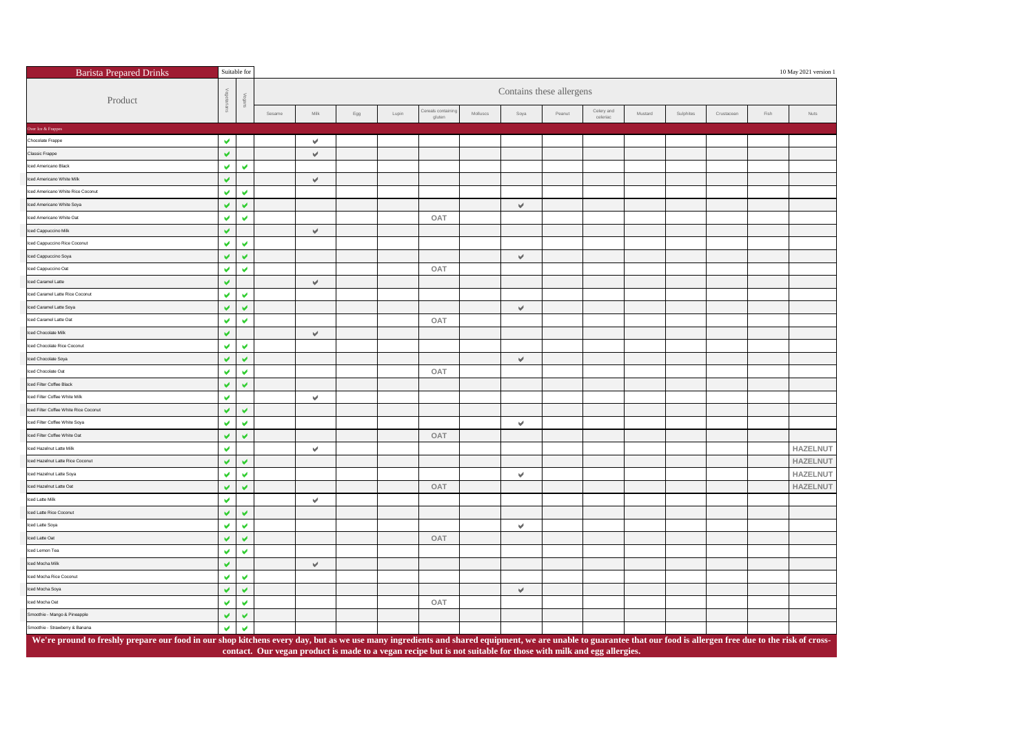| Barista Prepared Drinks | Suitable for | | | | | | | | | | | | | | | 10 May 2021 version 1 |
|---|---|---|---|---|---|---|---|---|---|---|---|---|---|---|---|---|
| Product | Vegetarians | Vegans | Contains these allergens | | | | | | | | | | | | | |
| | | | Sesame | Milk | Egg | Lupin | Cereals containing gluten | Molluscs | Soya | Peanut | Celery and celeriac | Mustard | Sulphites | Crustacean | Fish | Nuts |
| Over Ice & Frappes | | | | | | | | | | | | | | | | |
| Chocolate Frappe | ✔ | | | ✔ | | | | | | | | | | | | |
| Classic Frappe | ✔ | | | ✔ | | | | | | | | | | | | |
| Iced Americano Black | ✔ | ✔ | | | | | | | | | | | | | | |
| Iced Americano White Milk | ✔ | | | ✔ | | | | | | | | | | | | |
| Iced Americano White Rice Coconut | ✔ | ✔ | | | | | | | | | | | | | | |
| Iced Americano White Soya | ✔ | ✔ | | | | | | | ✔ | | | | | | | |
| Iced Americano White Oat | ✔ | ✔ | | | | | OAT | | | | | | | | | |
| Iced Cappuccino Milk | ✔ | | | ✔ | | | | | | | | | | | | |
| Iced Cappuccino Rice Coconut | ✔ | ✔ | | | | | | | | | | | | | | |
| Iced Cappuccino Soya | ✔ | ✔ | | | | | | | ✔ | | | | | | | |
| Iced Cappuccino Oat | ✔ | ✔ | | | | | OAT | | | | | | | | | |
| Iced Caramel Latte | ✔ | | | ✔ | | | | | | | | | | | | |
| Iced Caramel Latte Rice Coconut | ✔ | ✔ | | | | | | | | | | | | | | |
| Iced Caramel Latte Soya | ✔ | ✔ | | | | | | | ✔ | | | | | | | |
| Iced Caramel Latte Oat | ✔ | ✔ | | | | | OAT | | | | | | | | | |
| Iced Chocolate Milk | ✔ | | | ✔ | | | | | | | | | | | | |
| Iced Chocolate Rice Coconut | ✔ | ✔ | | | | | | | | | | | | | | |
| Iced Chocolate Soya | ✔ | ✔ | | | | | | | ✔ | | | | | | | |
| Iced Chocolate Oat | ✔ | ✔ | | | | | OAT | | | | | | | | | |
| Iced Filter Coffee Black | ✔ | ✔ | | | | | | | | | | | | | | |
| Iced Filter Coffee White Milk | ✔ | | | ✔ | | | | | | | | | | | | |
| Iced Filter Coffee White Rice Coconut | ✔ | ✔ | | | | | | | | | | | | | | |
| Iced Filter Coffee White Soya | ✔ | ✔ | | | | | | | ✔ | | | | | | | |
| Iced Filter Coffee White Oat | ✔ | ✔ | | | | | OAT | | | | | | | | | |
| Iced Hazelnut Latte Milk | ✔ | | | ✔ | | | | | | | | | | | | HAZELNUT |
| Iced Hazelnut Latte Rice Coconut | ✔ | ✔ | | | | | | | | | | | | | | HAZELNUT |
| Iced Hazelnut Latte Soya | ✔ | ✔ | | | | | | | ✔ | | | | | | | HAZELNUT |
| Iced Hazelnut Latte Oat | ✔ | ✔ | | | | | OAT | | | | | | | | | HAZELNUT |
| Iced Latte Milk | ✔ | | | ✔ | | | | | | | | | | | | |
| Iced Latte Rice Coconut | ✔ | ✔ | | | | | | | | | | | | | | |
| Iced Latte Soya | ✔ | ✔ | | | | | | | ✔ | | | | | | | |
| Iced Latte Oat | ✔ | ✔ | | | | | OAT | | | | | | | | | |
| Iced Lemon Tea | ✔ | ✔ | | | | | | | | | | | | | | |
| Iced Mocha Milk | ✔ | | | ✔ | | | | | | | | | | | | |
| Iced Mocha Rice Coconut | ✔ | ✔ | | | | | | | | | | | | | | |
| Iced Mocha Soya | ✔ | ✔ | | | | | | | ✔ | | | | | | | |
| Iced Mocha Oat | ✔ | ✔ | | | | | OAT | | | | | | | | | |
| Smoothie - Mango & Pineapple | ✔ | ✔ | | | | | | | | | | | | | | |
| Smoothie - Strawberry & Banana | ✔ | ✔ | | | | | | | | | | | | | | |

**We're pround to freshly prepare our food in our shop kitchens every day, but as we use many ingredients and shared equipment, we are unable to guarantee that our food is allergen free due to the risk of cross-contact. Our vegan product is made to a vegan recipe but is not suitable for those with milk and egg allergies.**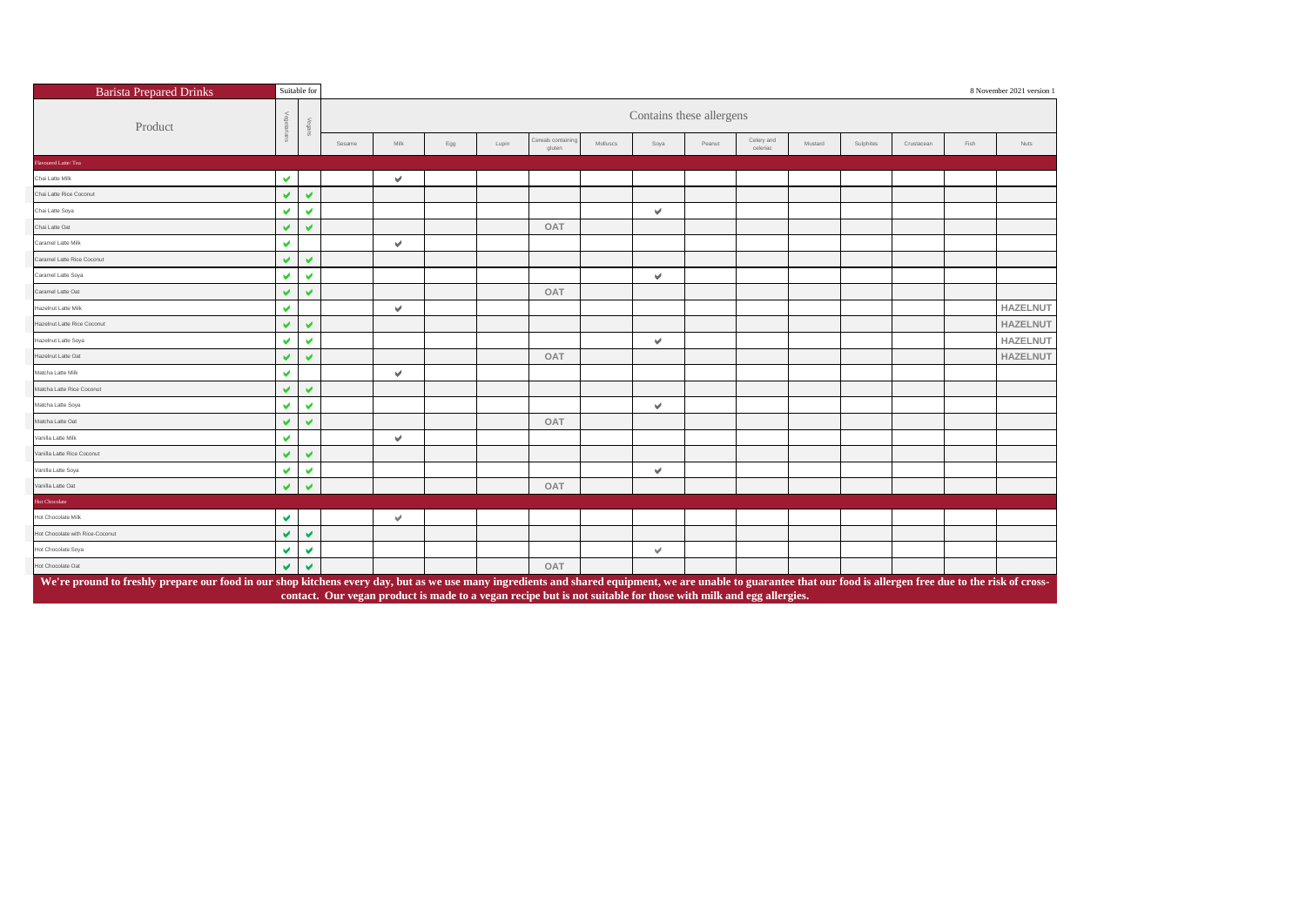| Barista Prepared Drinks | Suitable for | | | | | | | | | | | | | | | | 8 November 2021 version 1 |
|---|---|---|---|---|---|---|---|---|---|---|---|---|---|---|---|---|---|
| Product | Vegetarians | Vegans | Contains these allergens | | | | | | | | | | | | | | |
| | | | Sesame | Milk | Egg | Lupin | Cereals containing gluten | Molluscs | Soya | Peanut | Celery and celeriac | Mustard | Sulphites | Crustacean | Fish | Nuts |
| **Flavoured Latte/ Tea** | | | | | | | | | | | | | | | | | |
| Chai Latte Milk | ✔ | | | ✔ | | | | | | | | | | | | | |
| Chai Latte Rice Coconut | ✔ | ✔ | | | | | | | | | | | | | | | |
| Chai Latte Soya | ✔ | ✔ | | | | | | | ✔ | | | | | | | | |
| Chai Latte Oat | ✔ | ✔ | | | | | OAT | | | | | | | | | | |
| Caramel Latte Milk | ✔ | | | ✔ | | | | | | | | | | | | | |
| Caramel Latte Rice Coconut | ✔ | ✔ | | | | | | | | | | | | | | | |
| Caramel Latte Soya | ✔ | ✔ | | | | | | | ✔ | | | | | | | | |
| Caramel Latte Oat | ✔ | ✔ | | | | | OAT | | | | | | | | | | |
| Hazelnut Latte Milk | ✔ | | | ✔ | | | | | | | | | | | | HAZELNUT | |
| Hazelnut Latte Rice Coconut | ✔ | ✔ | | | | | | | | | | | | | | HAZELNUT | |
| Hazelnut Latte Soya | ✔ | ✔ | | | | | | | ✔ | | | | | | | HAZELNUT | |
| Hazelnut Latte Oat | ✔ | ✔ | | | | | OAT | | | | | | | | | HAZELNUT | |
| Matcha Latte Milk | ✔ | | | ✔ | | | | | | | | | | | | | |
| Matcha Latte Rice Coconut | ✔ | ✔ | | | | | | | | | | | | | | | |
| Matcha Latte Soya | ✔ | ✔ | | | | | | | ✔ | | | | | | | | |
| Matcha Latte Oat | ✔ | ✔ | | | | | OAT | | | | | | | | | | |
| Vanilla Latte Milk | ✔ | | | ✔ | | | | | | | | | | | | | |
| Vanilla Latte Rice Coconut | ✔ | ✔ | | | | | | | | | | | | | | | |
| Vanilla Latte Soya | ✔ | ✔ | | | | | | | ✔ | | | | | | | | |
| Vanilla Latte Oat | ✔ | ✔ | | | | | OAT | | | | | | | | | | |
| **Hot Chocolate** | | | | | | | | | | | | | | | | | |
| Hot Chocolate Milk | ✔ | | | ✔ | | | | | | | | | | | | | |
| Hot Chocolate with Rice-Coconut | ✔ | ✔ | | | | | | | | | | | | | | | |
| Hot Chocolate Soya | ✔ | ✔ | | | | | | | ✔ | | | | | | | | |
| Hot Chocolate Oat | ✔ | ✔ | | | | | OAT | | | | | | | | | | |

**We're proud to freshly prepare our food in our shop kitchens every day, but as we use many ingredients and shared equipment, we are unable to guarantee that our food is allergen free due to the risk of cross-contact. Our vegan product is made to a vegan recipe but is not suitable for those with milk and egg allergies.**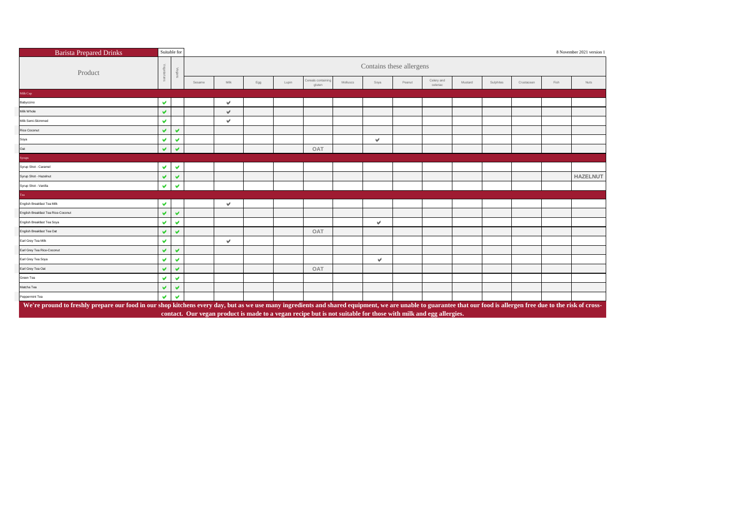| Barista Prepared Drinks | Suitable for | | | | | | | | | | | | | | | 8 November 2021 version 1 |
|---|---|---|---|---|---|---|---|---|---|---|---|---|---|---|---|---|
| Product | Vegetarians | Vegans | Contains these allergens | | | | | | | | | | | | | |
| | | | Sesame | Milk | Egg | Lupin | Cereals containing gluten | Molluscs | Soya | Peanut | Celery and celeriac | Mustard | Sulphites | Crustacean | Fish | Nuts |
| **Milk Cup** | | | | | | | | | | | | | | | | |
| Babyccino | ✔ | | | ✔ | | | | | | | | | | | | |
| Milk Whole | ✔ | | | ✔ | | | | | | | | | | | | |
| Milk Semi-Skimmed | ✔ | | | ✔ | | | | | | | | | | | | |
| Rice Coconut | ✔ | ✔ | | | | | | | | | | | | | | |
| Soya | ✔ | ✔ | | | | | | | ✔ | | | | | | | |
| Oat | ✔ | ✔ | | | | | OAT | | | | | | | | | |
| **Syrups** | | | | | | | | | | | | | | | | |
| Syrup Shot - Caramel | ✔ | ✔ | | | | | | | | | | | | | | |
| Syrup Shot - Hazelnut | ✔ | ✔ | | | | | | | | | | | | | | HAZELNUT |
| Syrup Shot - Vanilla | ✔ | ✔ | | | | | | | | | | | | | | |
| **Tea** | | | | | | | | | | | | | | | | |
| English Breakfast Tea Milk | ✔ | | | ✔ | | | | | | | | | | | | |
| English Breakfast Tea Rice-Coconut | ✔ | ✔ | | | | | | | | | | | | | | |
| English Breakfast Tea Soya | ✔ | ✔ | | | | | | | ✔ | | | | | | | |
| English Breakfast Tea Oat | ✔ | ✔ | | | | | OAT | | | | | | | | | |
| Earl Grey Tea Milk | ✔ | | | ✔ | | | | | | | | | | | | |
| Earl Grey Tea Rice-Coconut | ✔ | ✔ | | | | | | | | | | | | | | |
| Earl Grey Tea Soya | ✔ | ✔ | | | | | | | ✔ | | | | | | | |
| Earl Grey Tea Oat | ✔ | ✔ | | | | | OAT | | | | | | | | | |
| Green Tea | ✔ | ✔ | | | | | | | | | | | | | | |
| Matcha Tea | ✔ | ✔ | | | | | | | | | | | | | | |
| Peppermint Tea | ✔ | ✔ | | | | | | | | | | | | | | |

**We're proud to freshly prepare our food in our shop kitchens every day, but as we use many ingredients and shared equipment, we are unable to guarantee that our food is allergen free due to the risk of cross-contact. Our vegan product is made to a vegan recipe but is not suitable for those with milk and egg allergies.**